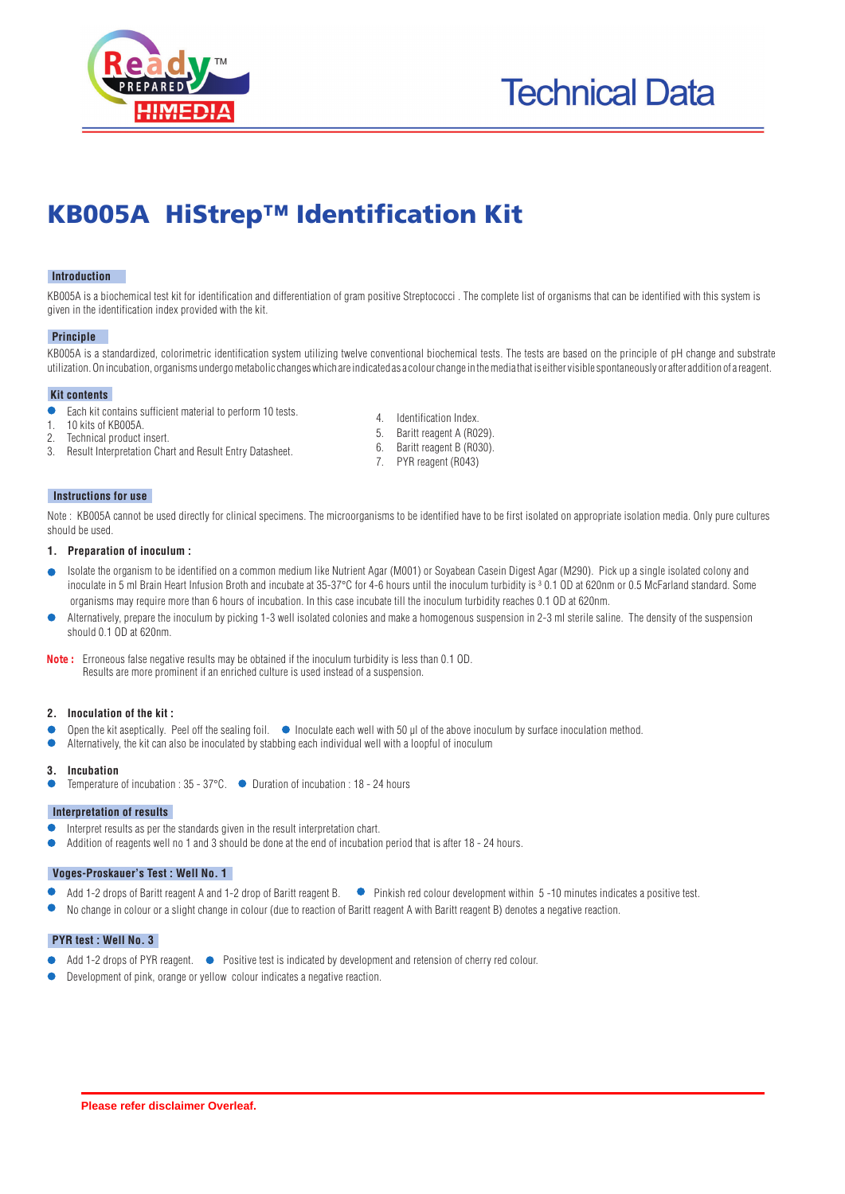# KB005A HiStrep™ Identification Kit

## Introduction

KB005A is a biochemical test kit for identification and differentiation of gram positive Streptococci . The complete list of organisms that can be identified with this system is given in the identification index provided with the kit.

## Principle

KB005A is a standardized, colorimetric identification system utilizing twelve conventional biochemical tests. The tests are based on the principle of pH change and substrate utilization. On incubation, organisms undergo metabolic changes which are indicated as a colour change in the media that is either visible spontaneously or after addition of a reagent.

## Kit contents

- Each kit contains sufficient material to perform 10 tests.

1. 10 kits of KB005A.
2. Technical product insert.
3. Result Interpretation Chart and Result Entry Datasheet.
4. Identification Index.
5. Baritt reagent A (R029).
6. Baritt reagent B (R030).
7. PYR reagent (R043)

## Instructions for use

Note : KB005A cannot be used directly for clinical specimens. The microorganisms to be identified have to be first isolated on appropriate isolation media. Only pure cultures should be used.

**1. Preparation of inoculum :**

- Isolate the organism to be identified on a common medium like Nutrient Agar (M001) or Soyabean Casein Digest Agar (M290). Pick up a single isolated colony and inoculate in 5 ml Brain Heart Infusion Broth and incubate at 35-37°C for 4-6 hours until the inoculum turbidity is ³ 0.1 OD at 620nm or 0.5 McFarland standard. Some organisms may require more than 6 hours of incubation. In this case incubate till the inoculum turbidity reaches 0.1 OD at 620nm.
- Alternatively, prepare the inoculum by picking 1-3 well isolated colonies and make a homogenous suspension in 2-3 ml sterile saline. The density of the suspension should 0.1 OD at 620nm.

**Note :** Erroneous false negative results may be obtained if the inoculum turbidity is less than 0.1 OD.
Results are more prominent if an enriched culture is used instead of a suspension.

**2. Inoculation of the kit :**

- Open the kit aseptically. Peel off the sealing foil.
- Inoculate each well with 50 µl of the above inoculum by surface inoculation method.
- Alternatively, the kit can also be inoculated by stabbing each individual well with a loopful of inoculum

**3. Incubation**

- Temperature of incubation : 35 - 37°C.
- Duration of incubation : 18 - 24 hours

## Interpretation of results

- Interpret results as per the standards given in the result interpretation chart.
- Addition of reagents well no 1 and 3 should be done at the end of incubation period that is after 18 - 24 hours.

## Voges-Proskauer's Test : Well No. 1

- Add 1-2 drops of Baritt reagent A and 1-2 drop of Baritt reagent B.
- Pinkish red colour development within 5 -10 minutes indicates a positive test.
- No change in colour or a slight change in colour (due to reaction of Baritt reagent A with Baritt reagent B) denotes a negative reaction.

## PYR test : Well No. 3

- Add 1-2 drops of PYR reagent.
- Positive test is indicated by development and retension of cherry red colour.
- Development of pink, orange or yellow colour indicates a negative reaction.

Please refer disclaimer Overleaf.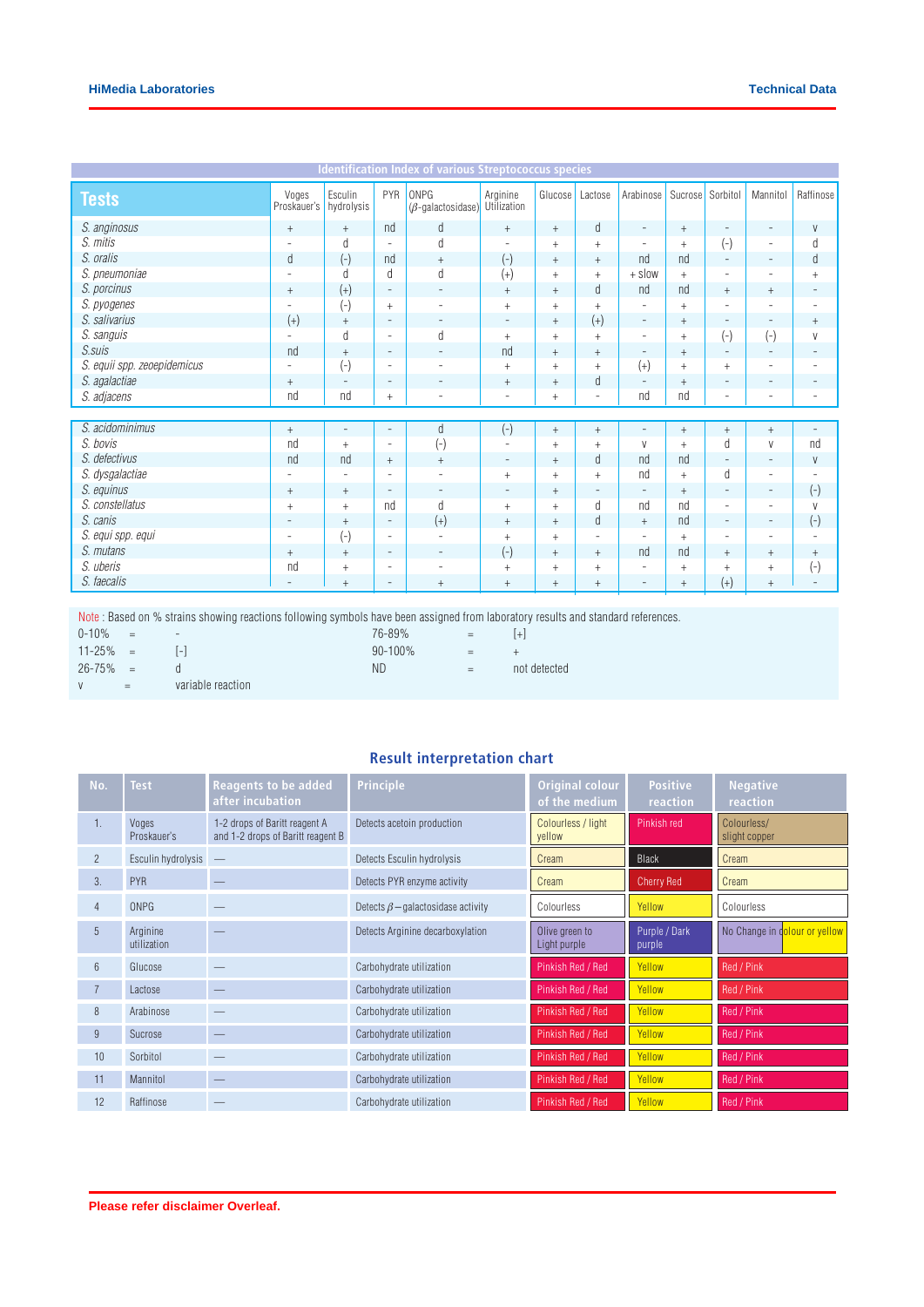## Identification Index of various Streptococcus species

| Tests | Voges Proskauer's | Esculin hydrolysis | PYR | ONPG ($\beta$-galactosidase) | Arginine Utilization | Glucose | Lactose | Arabinose | Sucrose | Sorbitol | Mannitol | Raffinose |
|---|---|---|---|---|---|---|---|---|---|---|---|---|
| *S. anginosus* | + | + | nd | d | + | + | d | - | + | - | - | v |
| *S. mitis* | - | d | - | d | - | + | + | - | + | (-) | - | d |
| *S. oralis* | d | (-) | nd | + | (-) | + | + | nd | nd | - | - | d |
| *S. pneumoniae* | - | d | d | d | (+) | + | + | + slow | + | - | - | + |
| *S. porcinus* | + | (+) | - | - | + | + | d | nd | nd | + | + | - |
| *S. pyogenes* | - | (-) | + | - | + | + | + | - | + | - | - | - |
| *S. salivarius* | (+) | + | - | - | - | + | (+) | - | + | - | - | + |
| *S. sanguis* | - | d | - | d | + | + | + | - | + | (-) | (-) | v |
| *S.suis* | nd | + | - | - | nd | + | + | - | + | - | - | - |
| *S. equii spp. zeoepidemicus* | - | (-) | - | - | + | + | + | (+) | + | + | - | - |
| *S. agalactiae* | + | - | - | - | + | + | d | - | + | - | - | - |
| *S. adjacens* | nd | nd | + | - | - | + | - | nd | nd | - | - | - |
| *S. acidominimus* | + | - | - | d | (-) | + | + | - | + | + | + | - |
| *S. bovis* | nd | + | - | (-) | - | + | + | v | + | d | v | nd |
| *S. defectivus* | nd | nd | + | + | - | + | d | nd | nd | - | - | v |
| *S. dysgalactiae* | - | - | - | - | + | + | + | nd | + | d | - | - |
| *S. equinus* | + | + | - | - | - | + | - | - | + | - | - | (-) |
| *S. constellatus* | + | + | nd | d | + | + | d | nd | nd | - | - | v |
| *S. canis* | - | + | - | (+) | + | + | d | + | nd | - | - | (-) |
| *S. equi spp. equi* | - | (-) | - | - | + | + | - | - | + | - | - | - |
| *S. mutans* | + | + | - | - | (-) | + | + | nd | nd | + | + | + |
| *S. uberis* | nd | + | - | - | + | + | + | - | + | + | + | (-) |
| *S. faecalis* | - | + | - | + | + | + | + | - | + | (+) | + | - |

Note : Based on % strains showing reactions following symbols have been assigned from laboratory results and standard references.

| | | | | | |
|---|---|---|---|---|---|
| 0-10% | = | - | 76-89% | = | [+] |
| 11-25% | = | [-] | 90-100% | = | + |
| 26-75% | = | d | ND | = | not detected |
| v | = | variable reaction | | | |

## Result interpretation chart

| No. | Test | Reagents to be added after incubation | Principle | Original colour of the medium | Positive reaction | Negative reaction |
|---|---|---|---|---|---|---|
| 1. | Voges Proskauer's | 1-2 drops of Baritt reagent A and 1-2 drops of Baritt reagent B | Detects acetoin production | Colourless / light yellow | Pinkish red | Colourless/ slight copper |
| 2 | Esculin hydrolysis | — | Detects Esculin hydrolysis | Cream | Black | Cream |
| 3. | PYR | — | Detects PYR enzyme activity | Cream | Cherry Red | Cream |
| 4 | ONPG | — | Detects $\beta$ – galactosidase activity | Colourless | Yellow | Colourless |
| 5 | Arginine utilization | — | Detects Arginine decarboxylation | Olive green to Light purple | Purple / Dark purple | No Change in colour or yellow |
| 6 | Glucose | — | Carbohydrate utilization | Pinkish Red / Red | Yellow | Red / Pink |
| 7 | Lactose | — | Carbohydrate utilization | Pinkish Red / Red | Yellow | Red / Pink |
| 8 | Arabinose | — | Carbohydrate utilization | Pinkish Red / Red | Yellow | Red / Pink |
| 9 | Sucrose | — | Carbohydrate utilization | Pinkish Red / Red | Yellow | Red / Pink |
| 10 | Sorbitol | — | Carbohydrate utilization | Pinkish Red / Red | Yellow | Red / Pink |
| 11 | Mannitol | — | Carbohydrate utilization | Pinkish Red / Red | Yellow | Red / Pink |
| 12 | Raffinose | — | Carbohydrate utilization | Pinkish Red / Red | Yellow | Red / Pink |

**Please refer disclaimer Overleaf.**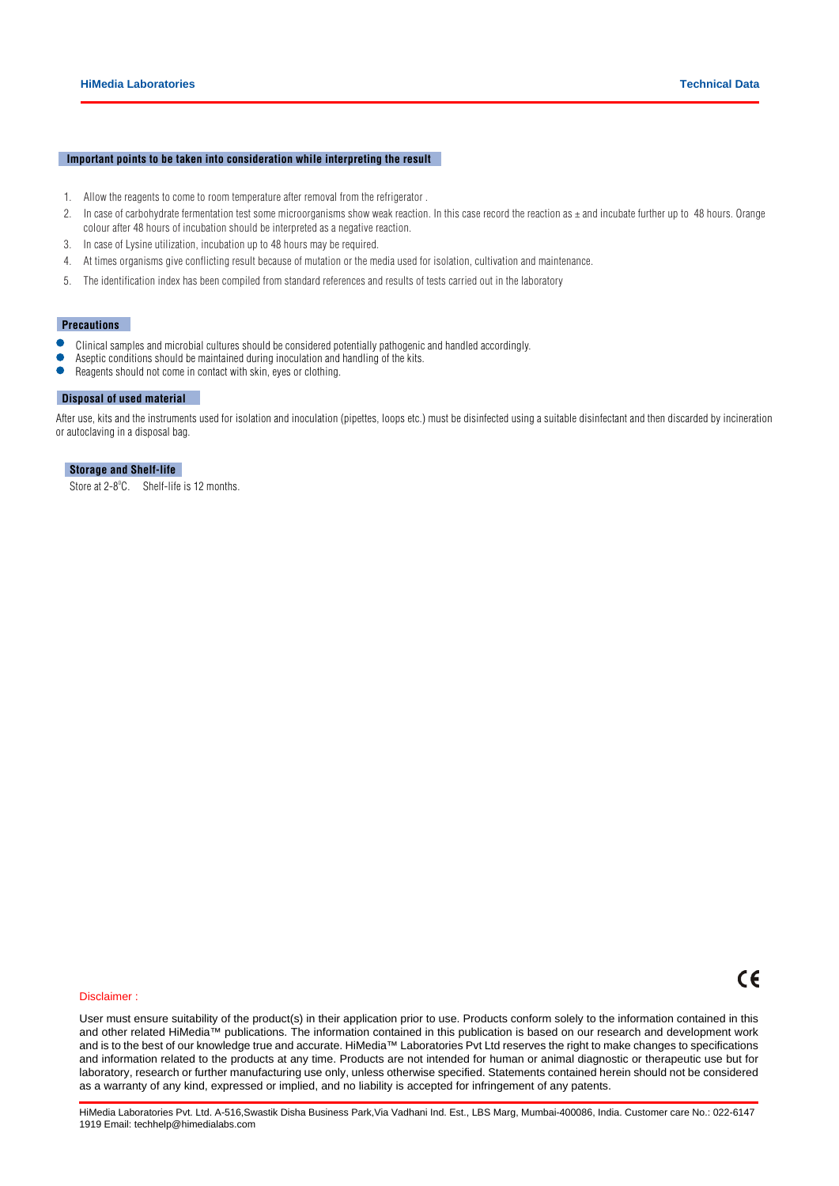## Important points to be taken into consideration while interpreting the result

1. Allow the reagents to come to room temperature after removal from the refrigerator .
2. In case of carbohydrate fermentation test some microorganisms show weak reaction. In this case record the reaction as ± and incubate further up to 48 hours. Orange colour after 48 hours of incubation should be interpreted as a negative reaction.
3. In case of Lysine utilization, incubation up to 48 hours may be required.
4. At times organisms give conflicting result because of mutation or the media used for isolation, cultivation and maintenance.
5. The identification index has been compiled from standard references and results of tests carried out in the laboratory

## Precautions

- Clinical samples and microbial cultures should be considered potentially pathogenic and handled accordingly.
- Aseptic conditions should be maintained during inoculation and handling of the kits.
- Reagents should not come in contact with skin, eyes or clothing.

## Disposal of used material

After use, kits and the instruments used for isolation and inoculation (pipettes, loops etc.) must be disinfected using a suitable disinfectant and then discarded by incineration or autoclaving in a disposal bag.

## Storage and Shelf-life

Store at 2-8°C. Shelf-life is 12 months.

CE

Disclaimer :

User must ensure suitability of the product(s) in their application prior to use. Products conform solely to the information contained in this and other related HiMedia™ publications. The information contained in this publication is based on our research and development work and is to the best of our knowledge true and accurate. HiMedia™ Laboratories Pvt Ltd reserves the right to make changes to specifications and information related to the products at any time. Products are not intended for human or animal diagnostic or therapeutic use but for laboratory, research or further manufacturing use only, unless otherwise specified. Statements contained herein should not be considered as a warranty of any kind, expressed or implied, and no liability is accepted for infringement of any patents.

HiMedia Laboratories Pvt. Ltd. A-516,Swastik Disha Business Park,Via Vadhani Ind. Est., LBS Marg, Mumbai-400086, India. Customer care No.: 022-6147 1919 Email: techhelp@himedialabs.com